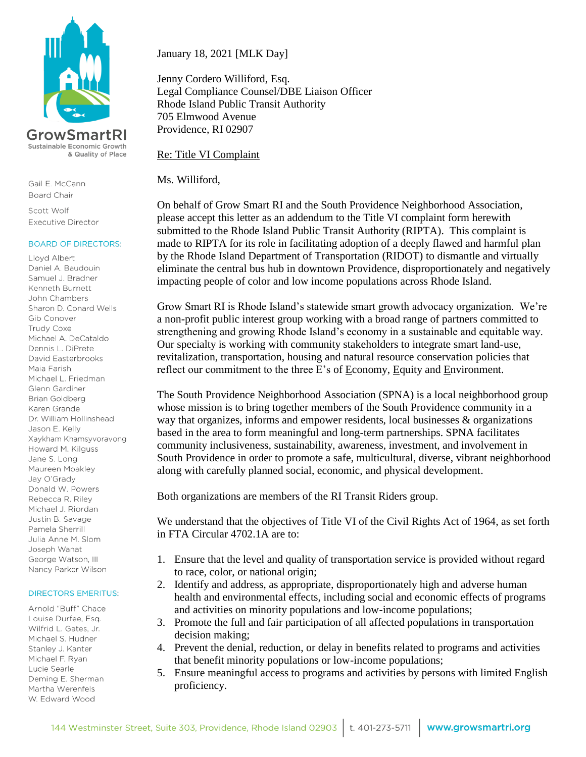GrowSmartRI
Sustainable Economic Growth & Quality of Place

Gail E. McCann
Board Chair

Scott Wolf
Executive Director

BOARD OF DIRECTORS:

Lloyd Albert
Daniel A. Baudouin
Samuel J. Bradner
Kenneth Burnett
John Chambers
Sharon D. Conard Wells
Gib Conover
Trudy Coxe
Michael A. DeCataldo
Dennis L. DiPrete
David Easterbrooks
Maia Farish
Michael L. Friedman
Glenn Gardiner
Brian Goldberg
Karen Grande
Dr. William Hollinshead
Jason E. Kelly
Xaykham Khamsyvoravong
Howard M. Kilguss
Jane S. Long
Maureen Moakley
Jay O'Grady
Donald W. Powers
Rebecca R. Riley
Michael J. Riordan
Justin B. Savage
Pamela Sherrill
Julia Anne M. Slom
Joseph Wanat
George Watson, III
Nancy Parker Wilson

DIRECTORS EMERITUS:

Arnold "Buff" Chace
Louise Durfee, Esq.
Wilfrid L. Gates, Jr.
Michael S. Hudner
Stanley J. Kanter
Michael F. Ryan
Lucie Searle
Deming E. Sherman
Martha Werenfels
W. Edward Wood

January 18, 2021 [MLK Day]

Jenny Cordero Williford, Esq.
Legal Compliance Counsel/DBE Liaison Officer
Rhode Island Public Transit Authority
705 Elmwood Avenue
Providence, RI 02907

Re: Title VI Complaint

Ms. Williford,

On behalf of Grow Smart RI and the South Providence Neighborhood Association, please accept this letter as an addendum to the Title VI complaint form herewith submitted to the Rhode Island Public Transit Authority (RIPTA). This complaint is made to RIPTA for its role in facilitating adoption of a deeply flawed and harmful plan by the Rhode Island Department of Transportation (RIDOT) to dismantle and virtually eliminate the central bus hub in downtown Providence, disproportionately and negatively impacting people of color and low income populations across Rhode Island.

Grow Smart RI is Rhode Island's statewide smart growth advocacy organization. We're a non-profit public interest group working with a broad range of partners committed to strengthening and growing Rhode Island's economy in a sustainable and equitable way. Our specialty is working with community stakeholders to integrate smart land-use, revitalization, transportation, housing and natural resource conservation policies that reflect our commitment to the three E's of Economy, Equity and Environment.

The South Providence Neighborhood Association (SPNA) is a local neighborhood group whose mission is to bring together members of the South Providence community in a way that organizes, informs and empower residents, local businesses & organizations based in the area to form meaningful and long-term partnerships. SPNA facilitates community inclusiveness, sustainability, awareness, investment, and involvement in South Providence in order to promote a safe, multicultural, diverse, vibrant neighborhood along with carefully planned social, economic, and physical development.

Both organizations are members of the RI Transit Riders group.

We understand that the objectives of Title VI of the Civil Rights Act of 1964, as set forth in FTA Circular 4702.1A are to:

1. Ensure that the level and quality of transportation service is provided without regard to race, color, or national origin;
2. Identify and address, as appropriate, disproportionately high and adverse human health and environmental effects, including social and economic effects of programs and activities on minority populations and low-income populations;
3. Promote the full and fair participation of all affected populations in transportation decision making;
4. Prevent the denial, reduction, or delay in benefits related to programs and activities that benefit minority populations or low-income populations;
5. Ensure meaningful access to programs and activities by persons with limited English proficiency.

144 Westminster Street, Suite 303, Providence, Rhode Island 02903 | t. 401-273-5711 | www.growsmartri.org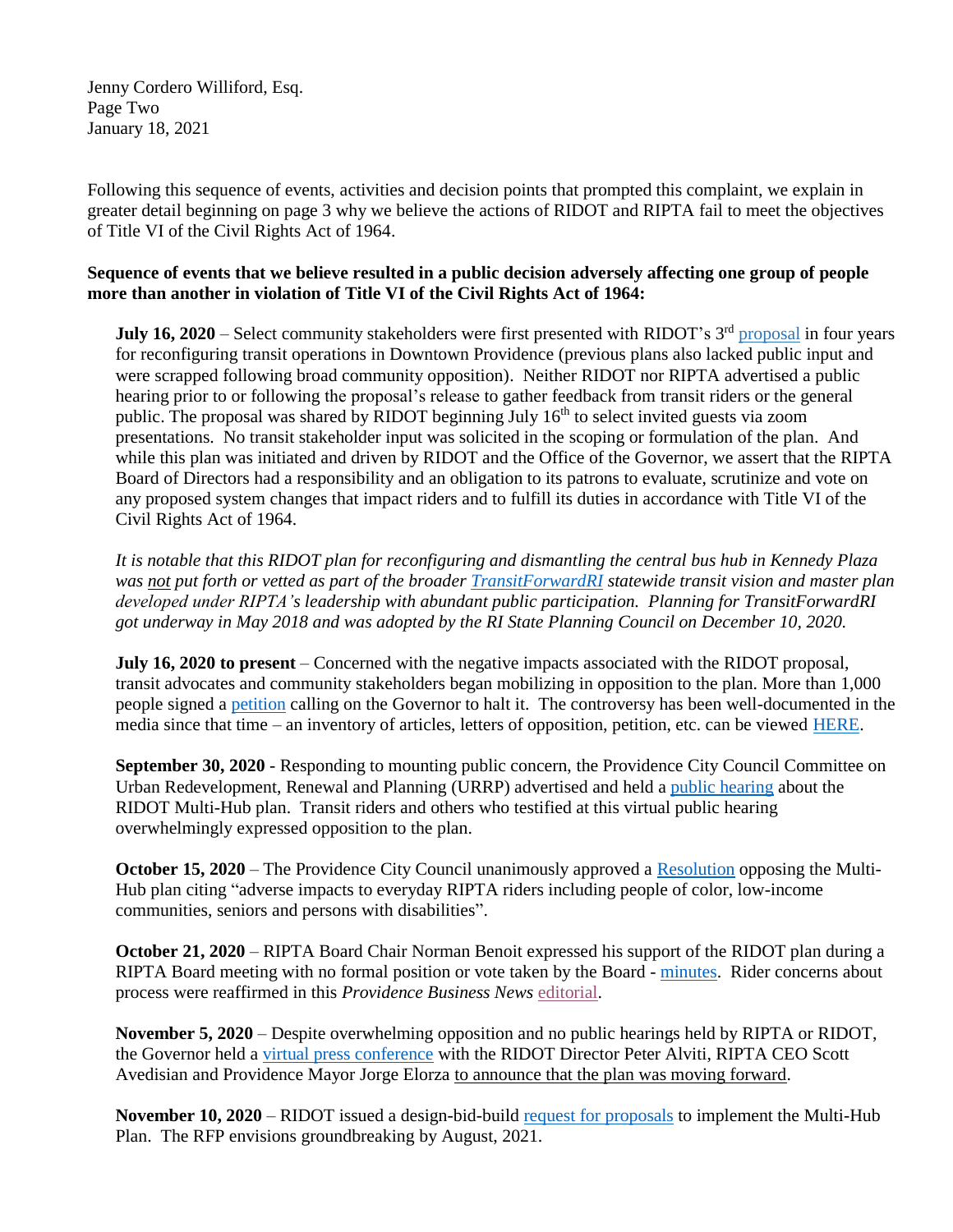Following this sequence of events, activities and decision points that prompted this complaint, we explain in greater detail beginning on page 3 why we believe the actions of RIDOT and RIPTA fail to meet the objectives of Title VI of the Civil Rights Act of 1964.

**Sequence of events that we believe resulted in a public decision adversely affecting one group of people more than another in violation of Title VI of the Civil Rights Act of 1964:**

**July 16, 2020** – Select community stakeholders were first presented with RIDOT's 3rd proposal in four years for reconfiguring transit operations in Downtown Providence (previous plans also lacked public input and were scrapped following broad community opposition). Neither RIDOT nor RIPTA advertised a public hearing prior to or following the proposal's release to gather feedback from transit riders or the general public. The proposal was shared by RIDOT beginning July 16th to select invited guests via zoom presentations. No transit stakeholder input was solicited in the scoping or formulation of the plan. And while this plan was initiated and driven by RIDOT and the Office of the Governor, we assert that the RIPTA Board of Directors had a responsibility and an obligation to its patrons to evaluate, scrutinize and vote on any proposed system changes that impact riders and to fulfill its duties in accordance with Title VI of the Civil Rights Act of 1964.

*It is notable that this RIDOT plan for reconfiguring and dismantling the central bus hub in Kennedy Plaza was not put forth or vetted as part of the broader TransitForwardRI statewide transit vision and master plan developed under RIPTA's leadership with abundant public participation. Planning for TransitForwardRI got underway in May 2018 and was adopted by the RI State Planning Council on December 10, 2020.*

**July 16, 2020 to present** – Concerned with the negative impacts associated with the RIDOT proposal, transit advocates and community stakeholders began mobilizing in opposition to the plan. More than 1,000 people signed a petition calling on the Governor to halt it. The controversy has been well-documented in the media since that time – an inventory of articles, letters of opposition, petition, etc. can be viewed HERE.

**September 30, 2020** - Responding to mounting public concern, the Providence City Council Committee on Urban Redevelopment, Renewal and Planning (URRP) advertised and held a public hearing about the RIDOT Multi-Hub plan. Transit riders and others who testified at this virtual public hearing overwhelmingly expressed opposition to the plan.

**October 15, 2020** – The Providence City Council unanimously approved a Resolution opposing the Multi-Hub plan citing "adverse impacts to everyday RIPTA riders including people of color, low-income communities, seniors and persons with disabilities".

**October 21, 2020** – RIPTA Board Chair Norman Benoit expressed his support of the RIDOT plan during a RIPTA Board meeting with no formal position or vote taken by the Board - minutes. Rider concerns about process were reaffirmed in this *Providence Business News* editorial.

**November 5, 2020** – Despite overwhelming opposition and no public hearings held by RIPTA or RIDOT, the Governor held a virtual press conference with the RIDOT Director Peter Alviti, RIPTA CEO Scott Avedisian and Providence Mayor Jorge Elorza to announce that the plan was moving forward.

**November 10, 2020** – RIDOT issued a design-bid-build request for proposals to implement the Multi-Hub Plan. The RFP envisions groundbreaking by August, 2021.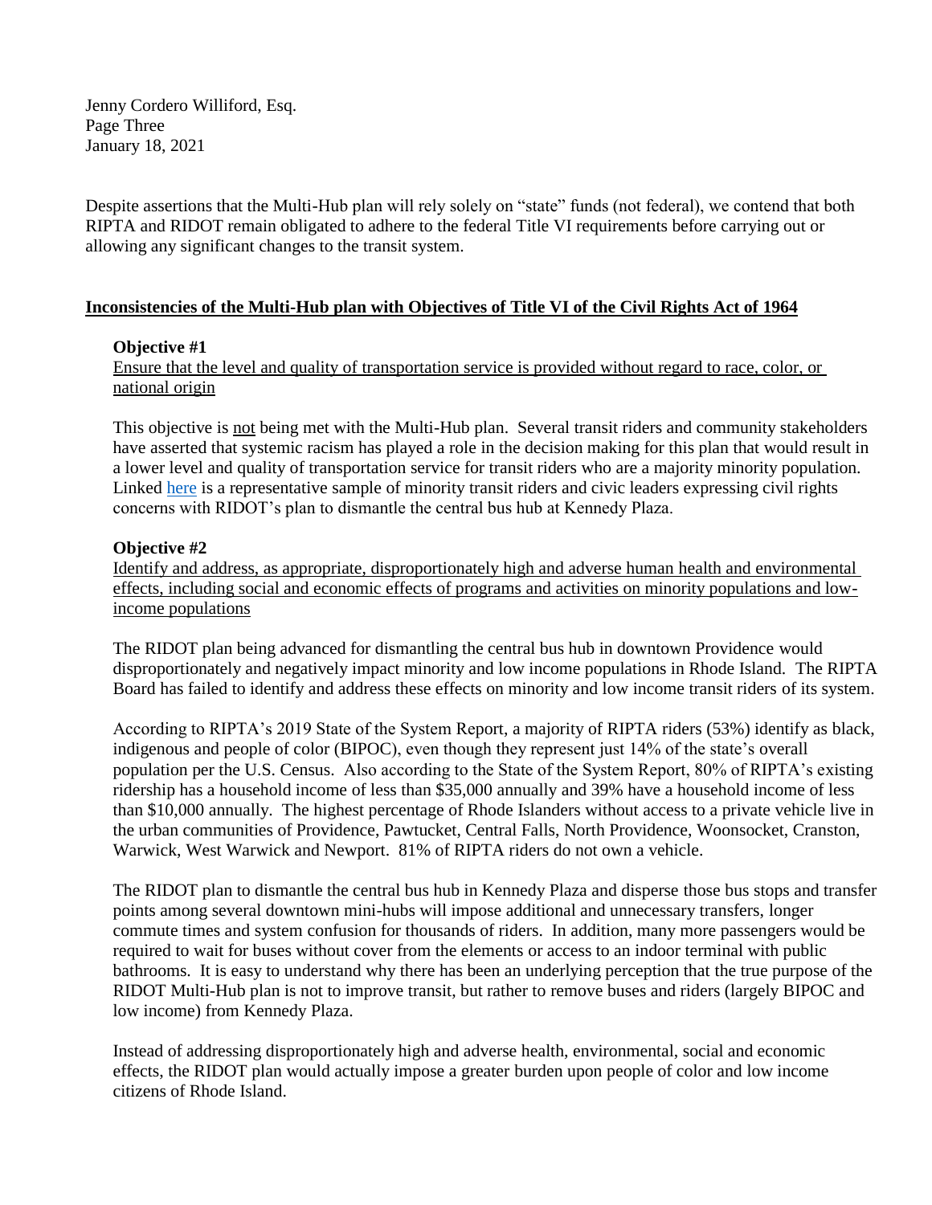Despite assertions that the Multi-Hub plan will rely solely on "state" funds (not federal), we contend that both RIPTA and RIDOT remain obligated to adhere to the federal Title VI requirements before carrying out or allowing any significant changes to the transit system.

## <u>Inconsistencies of the Multi-Hub plan with Objectives of Title VI of the Civil Rights Act of 1964</u>

**Objective #1**

<u>Ensure that the level and quality of transportation service is provided without regard to race, color, or national origin</u>

This objective is <u>not</u> being met with the Multi-Hub plan. Several transit riders and community stakeholders have asserted that systemic racism has played a role in the decision making for this plan that would result in a lower level and quality of transportation service for transit riders who are a majority minority population. Linked here is a representative sample of minority transit riders and civic leaders expressing civil rights concerns with RIDOT's plan to dismantle the central bus hub at Kennedy Plaza.

**Objective #2**

<u>Identify and address, as appropriate, disproportionately high and adverse human health and environmental effects, including social and economic effects of programs and activities on minority populations and low-income populations</u>

The RIDOT plan being advanced for dismantling the central bus hub in downtown Providence would disproportionately and negatively impact minority and low income populations in Rhode Island. The RIPTA Board has failed to identify and address these effects on minority and low income transit riders of its system.

According to RIPTA's 2019 State of the System Report, a majority of RIPTA riders (53%) identify as black, indigenous and people of color (BIPOC), even though they represent just 14% of the state's overall population per the U.S. Census. Also according to the State of the System Report, 80% of RIPTA's existing ridership has a household income of less than $35,000 annually and 39% have a household income of less than $10,000 annually. The highest percentage of Rhode Islanders without access to a private vehicle live in the urban communities of Providence, Pawtucket, Central Falls, North Providence, Woonsocket, Cranston, Warwick, West Warwick and Newport. 81% of RIPTA riders do not own a vehicle.

The RIDOT plan to dismantle the central bus hub in Kennedy Plaza and disperse those bus stops and transfer points among several downtown mini-hubs will impose additional and unnecessary transfers, longer commute times and system confusion for thousands of riders. In addition, many more passengers would be required to wait for buses without cover from the elements or access to an indoor terminal with public bathrooms. It is easy to understand why there has been an underlying perception that the true purpose of the RIDOT Multi-Hub plan is not to improve transit, but rather to remove buses and riders (largely BIPOC and low income) from Kennedy Plaza.

Instead of addressing disproportionately high and adverse health, environmental, social and economic effects, the RIDOT plan would actually impose a greater burden upon people of color and low income citizens of Rhode Island.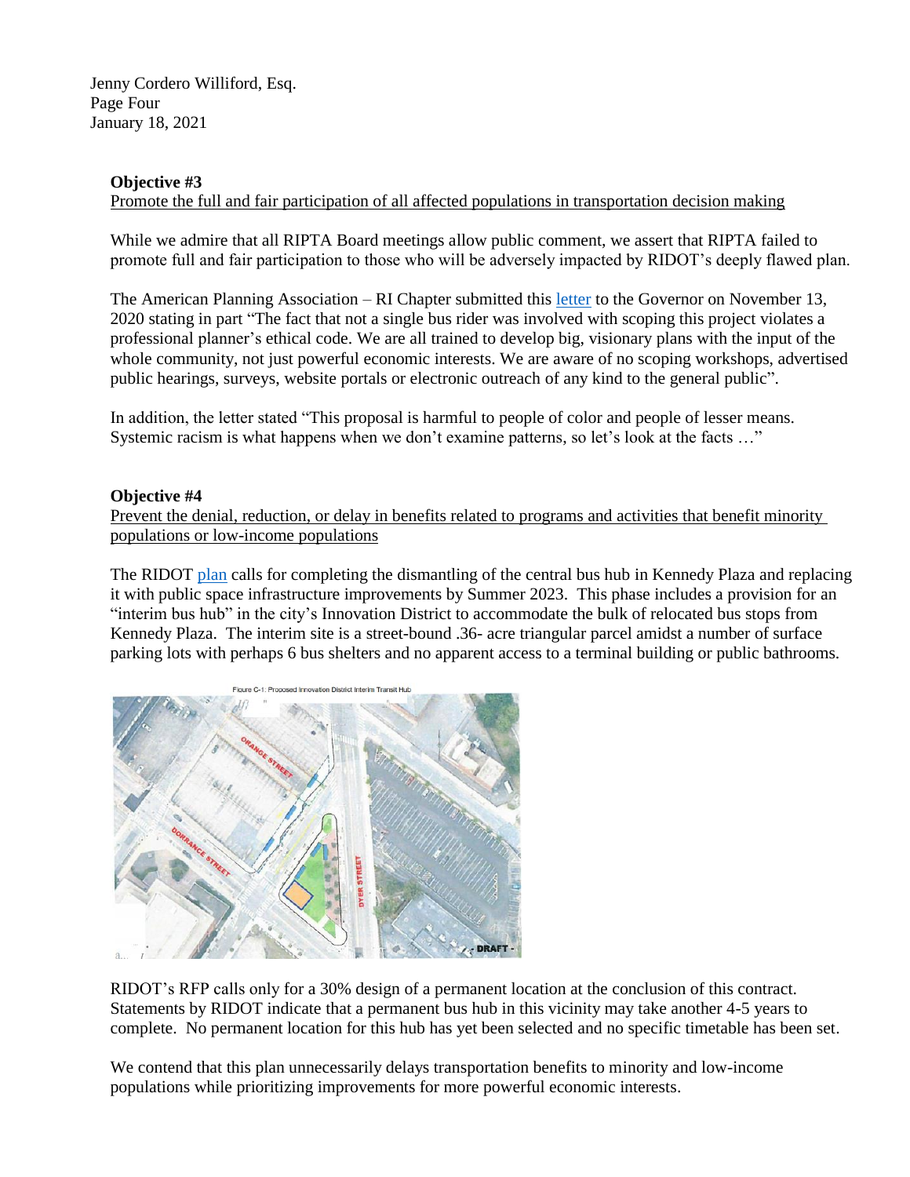**Objective #3**

Promote the full and fair participation of all affected populations in transportation decision making

While we admire that all RIPTA Board meetings allow public comment, we assert that RIPTA failed to promote full and fair participation to those who will be adversely impacted by RIDOT's deeply flawed plan.

The American Planning Association – RI Chapter submitted this letter to the Governor on November 13, 2020 stating in part "The fact that not a single bus rider was involved with scoping this project violates a professional planner's ethical code. We are all trained to develop big, visionary plans with the input of the whole community, not just powerful economic interests. We are aware of no scoping workshops, advertised public hearings, surveys, website portals or electronic outreach of any kind to the general public".

In addition, the letter stated "This proposal is harmful to people of color and people of lesser means. Systemic racism is what happens when we don't examine patterns, so let's look at the facts …"

**Objective #4**

Prevent the denial, reduction, or delay in benefits related to programs and activities that benefit minority populations or low-income populations

The RIDOT plan calls for completing the dismantling of the central bus hub in Kennedy Plaza and replacing it with public space infrastructure improvements by Summer 2023. This phase includes a provision for an "interim bus hub" in the city's Innovation District to accommodate the bulk of relocated bus stops from Kennedy Plaza. The interim site is a street-bound .36- acre triangular parcel amidst a number of surface parking lots with perhaps 6 bus shelters and no apparent access to a terminal building or public bathrooms.

Figure C-1: Proposed Innovation District Interim Transit Hub

RIDOT's RFP calls only for a 30% design of a permanent location at the conclusion of this contract. Statements by RIDOT indicate that a permanent bus hub in this vicinity may take another 4-5 years to complete. No permanent location for this hub has yet been selected and no specific timetable has been set.

We contend that this plan unnecessarily delays transportation benefits to minority and low-income populations while prioritizing improvements for more powerful economic interests.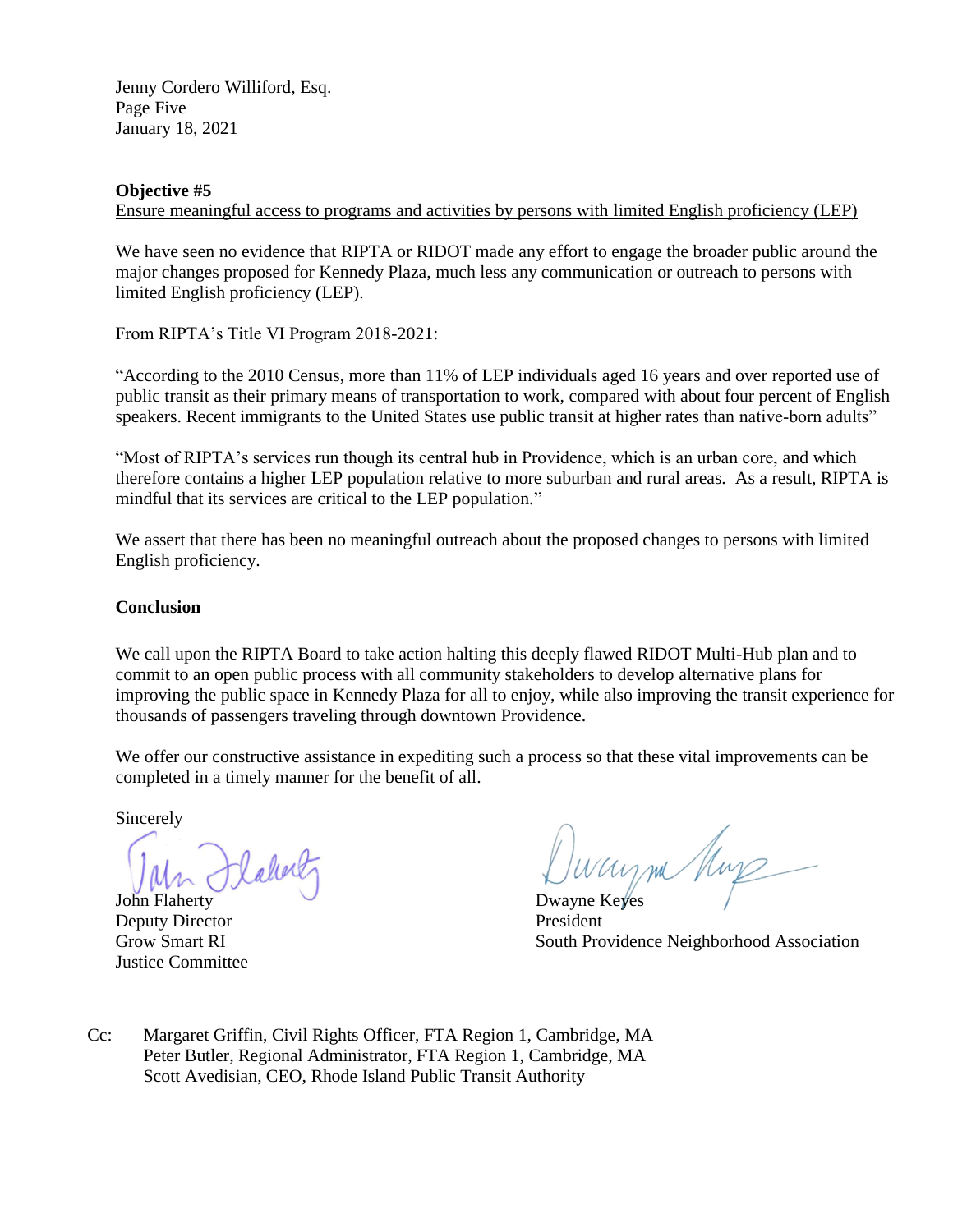**Objective #5**

Ensure meaningful access to programs and activities by persons with limited English proficiency (LEP)

We have seen no evidence that RIPTA or RIDOT made any effort to engage the broader public around the major changes proposed for Kennedy Plaza, much less any communication or outreach to persons with limited English proficiency (LEP).

From RIPTA's Title VI Program 2018-2021:

"According to the 2010 Census, more than 11% of LEP individuals aged 16 years and over reported use of public transit as their primary means of transportation to work, compared with about four percent of English speakers. Recent immigrants to the United States use public transit at higher rates than native-born adults"

"Most of RIPTA's services run though its central hub in Providence, which is an urban core, and which therefore contains a higher LEP population relative to more suburban and rural areas. As a result, RIPTA is mindful that its services are critical to the LEP population."

We assert that there has been no meaningful outreach about the proposed changes to persons with limited English proficiency.

**Conclusion**

We call upon the RIPTA Board to take action halting this deeply flawed RIDOT Multi-Hub plan and to commit to an open public process with all community stakeholders to develop alternative plans for improving the public space in Kennedy Plaza for all to enjoy, while also improving the transit experience for thousands of passengers traveling through downtown Providence.

We offer our constructive assistance in expediting such a process so that these vital improvements can be completed in a timely manner for the benefit of all.

Sincerely

John Flaherty
Deputy Director
Grow Smart RI
Justice Committee

Dwayne Keyes
President
South Providence Neighborhood Association

Cc: Margaret Griffin, Civil Rights Officer, FTA Region 1, Cambridge, MA
Peter Butler, Regional Administrator, FTA Region 1, Cambridge, MA
Scott Avedisian, CEO, Rhode Island Public Transit Authority